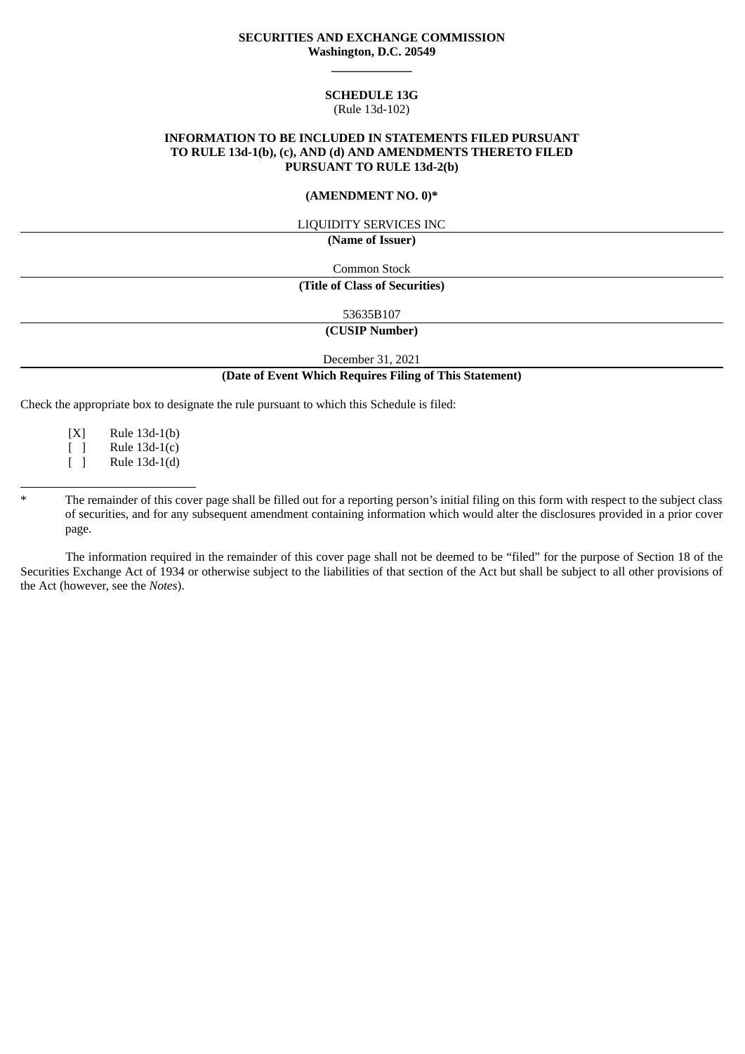**SECURITIES AND EXCHANGE COMMISSION**
**Washington, D.C. 20549**

---

**SCHEDULE 13G**
(Rule 13d-102)

**INFORMATION TO BE INCLUDED IN STATEMENTS FILED PURSUANT TO RULE 13d-1(b), (c), AND (d) AND AMENDMENTS THERETO FILED PURSUANT TO RULE 13d-2(b)**

**(AMENDMENT NO. 0)***

LIQUIDITY SERVICES INC

**(Name of Issuer)**

Common Stock

**(Title of Class of Securities)**

53635B107

**(CUSIP Number)**

December 31, 2021

**(Date of Event Which Requires Filing of This Statement)**

Check the appropriate box to designate the rule pursuant to which this Schedule is filed:

[X] Rule 13d-1(b)
[ ] Rule 13d-1(c)
[ ] Rule 13d-1(d)

---

\* The remainder of this cover page shall be filled out for a reporting person's initial filing on this form with respect to the subject class of securities, and for any subsequent amendment containing information which would alter the disclosures provided in a prior cover page.

The information required in the remainder of this cover page shall not be deemed to be "filed" for the purpose of Section 18 of the Securities Exchange Act of 1934 or otherwise subject to the liabilities of that section of the Act but shall be subject to all other provisions of the Act (however, see the *Notes*).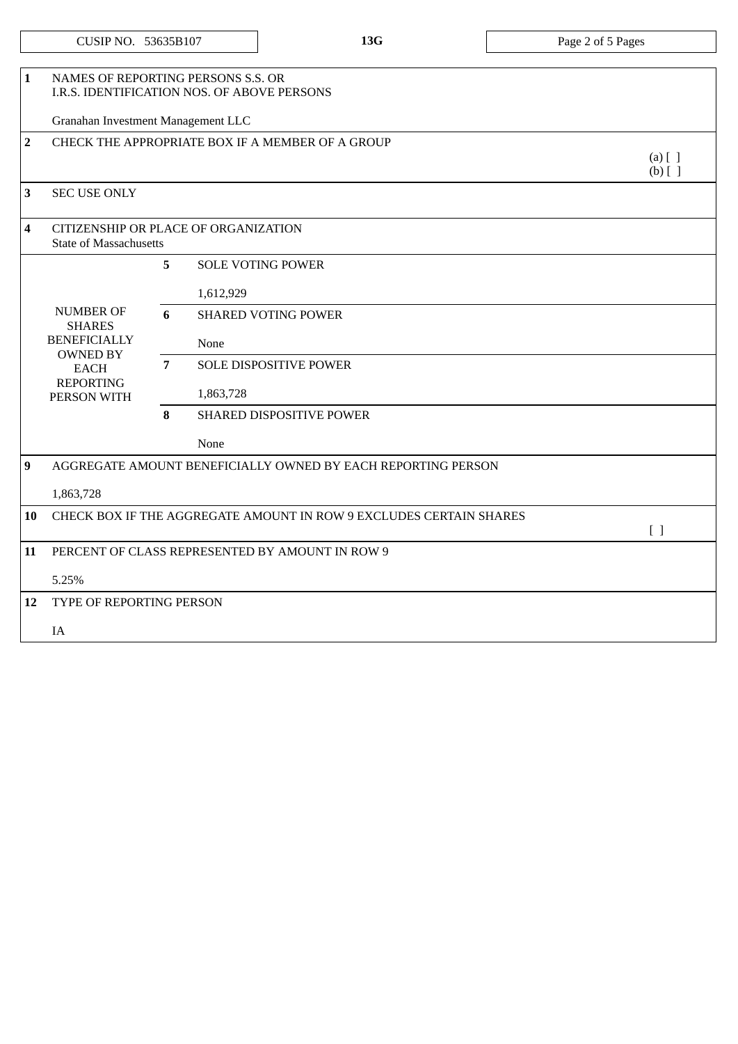| CUSIP NO. 53635B107 | 13G |
|---|---|

| | | | |
|---|---|---|---|
| **1** | NAMES OF REPORTING PERSONS S.S. OR I.R.S. IDENTIFICATION NOS. OF ABOVE PERSONS<br><br>Granahan Investment Management LLC | | |
| **2** | CHECK THE APPROPRIATE BOX IF A MEMBER OF A GROUP | | (a) [ ]<br>(b) [ ] |
| **3** | SEC USE ONLY | | |
| **4** | CITIZENSHIP OR PLACE OF ORGANIZATION<br>State of Massachusetts | | |
| NUMBER OF SHARES BENEFICIALLY OWNED BY EACH REPORTING PERSON WITH | **5** | SOLE VOTING POWER<br><br>1,612,929 | |
| | **6** | SHARED VOTING POWER<br><br>None | |
| | **7** | SOLE DISPOSITIVE POWER<br><br>1,863,728 | |
| | **8** | SHARED DISPOSITIVE POWER<br><br>None | |
| **9** | AGGREGATE AMOUNT BENEFICIALLY OWNED BY EACH REPORTING PERSON<br><br>1,863,728 | | |
| **10** | CHECK BOX IF THE AGGREGATE AMOUNT IN ROW 9 EXCLUDES CERTAIN SHARES | | [ ] |
| **11** | PERCENT OF CLASS REPRESENTED BY AMOUNT IN ROW 9<br><br>5.25% | | |
| **12** | TYPE OF REPORTING PERSON<br><br>IA | | |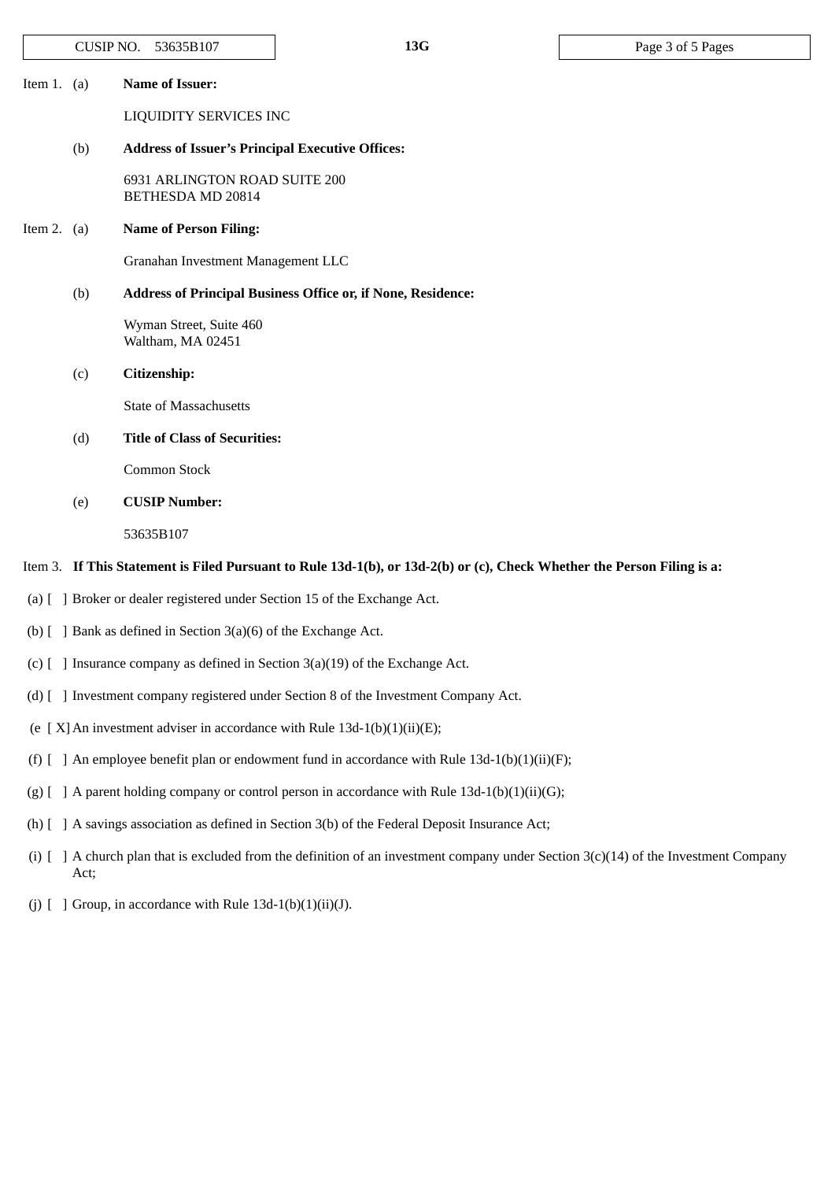Item 1. (a) **Name of Issuer:**

LIQUIDITY SERVICES INC

(b) **Address of Issuer's Principal Executive Offices:**

6931 ARLINGTON ROAD SUITE 200
BETHESDA MD 20814

Item 2. (a) **Name of Person Filing:**

Granahan Investment Management LLC

(b) **Address of Principal Business Office or, if None, Residence:**

Wyman Street, Suite 460
Waltham, MA 02451

(c) **Citizenship:**

State of Massachusetts

(d) **Title of Class of Securities:**

Common Stock

(e) **CUSIP Number:**

53635B107

Item 3. **If This Statement is Filed Pursuant to Rule 13d-1(b), or 13d-2(b) or (c), Check Whether the Person Filing is a:**

(a) [ ] Broker or dealer registered under Section 15 of the Exchange Act.

(b) [ ] Bank as defined in Section 3(a)(6) of the Exchange Act.

(c) [ ] Insurance company as defined in Section 3(a)(19) of the Exchange Act.

(d) [ ] Investment company registered under Section 8 of the Investment Company Act.

(e [ X] An investment adviser in accordance with Rule 13d-1(b)(1)(ii)(E);

(f) [ ] An employee benefit plan or endowment fund in accordance with Rule 13d-1(b)(1)(ii)(F);

(g) [ ] A parent holding company or control person in accordance with Rule 13d-1(b)(1)(ii)(G);

(h) [ ] A savings association as defined in Section 3(b) of the Federal Deposit Insurance Act;

(i) [ ] A church plan that is excluded from the definition of an investment company under Section 3(c)(14) of the Investment Company Act;

(j) [ ] Group, in accordance with Rule 13d-1(b)(1)(ii)(J).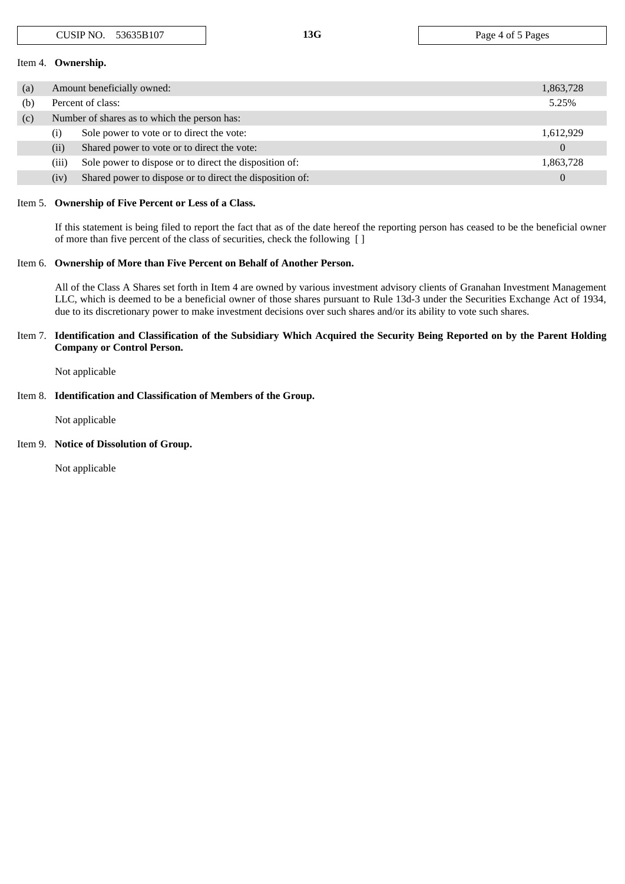Item 4. **Ownership.**

| | | | |
|---|---|---|---|
| (a) | Amount beneficially owned: | | 1,863,728 |
| (b) | Percent of class: | | 5.25% |
| (c) | Number of shares as to which the person has: | | |
| | (i) | Sole power to vote or to direct the vote: | 1,612,929 |
| | (ii) | Shared power to vote or to direct the vote: | 0 |
| | (iii) | Sole power to dispose or to direct the disposition of: | 1,863,728 |
| | (iv) | Shared power to dispose or to direct the disposition of: | 0 |

Item 5. **Ownership of Five Percent or Less of a Class.**

If this statement is being filed to report the fact that as of the date hereof the reporting person has ceased to be the beneficial owner of more than five percent of the class of securities, check the following [ ]

Item 6. **Ownership of More than Five Percent on Behalf of Another Person.**

All of the Class A Shares set forth in Item 4 are owned by various investment advisory clients of Granahan Investment Management LLC, which is deemed to be a beneficial owner of those shares pursuant to Rule 13d-3 under the Securities Exchange Act of 1934, due to its discretionary power to make investment decisions over such shares and/or its ability to vote such shares.

Item 7. **Identification and Classification of the Subsidiary Which Acquired the Security Being Reported on by the Parent Holding Company or Control Person.**

Not applicable

Item 8. **Identification and Classification of Members of the Group.**

Not applicable

Item 9. **Notice of Dissolution of Group.**

Not applicable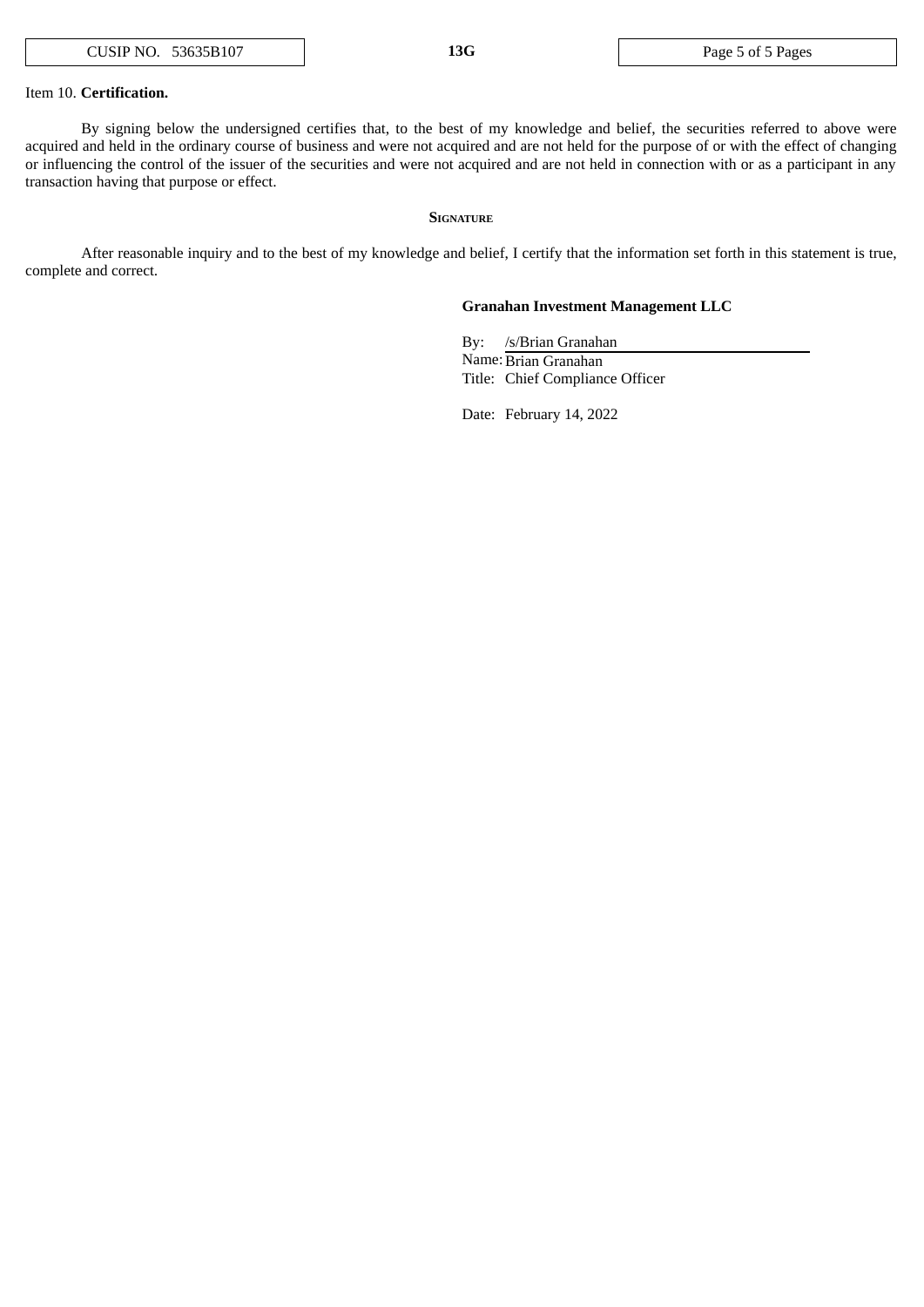Item 10. **Certification.**

By signing below the undersigned certifies that, to the best of my knowledge and belief, the securities referred to above were acquired and held in the ordinary course of business and were not acquired and are not held for the purpose of or with the effect of changing or influencing the control of the issuer of the securities and were not acquired and are not held in connection with or as a participant in any transaction having that purpose or effect.

**SIGNATURE**

After reasonable inquiry and to the best of my knowledge and belief, I certify that the information set forth in this statement is true, complete and correct.

**Granahan Investment Management LLC**

By: /s/Brian Granahan
Name: Brian Granahan
Title: Chief Compliance Officer

Date: February 14, 2022